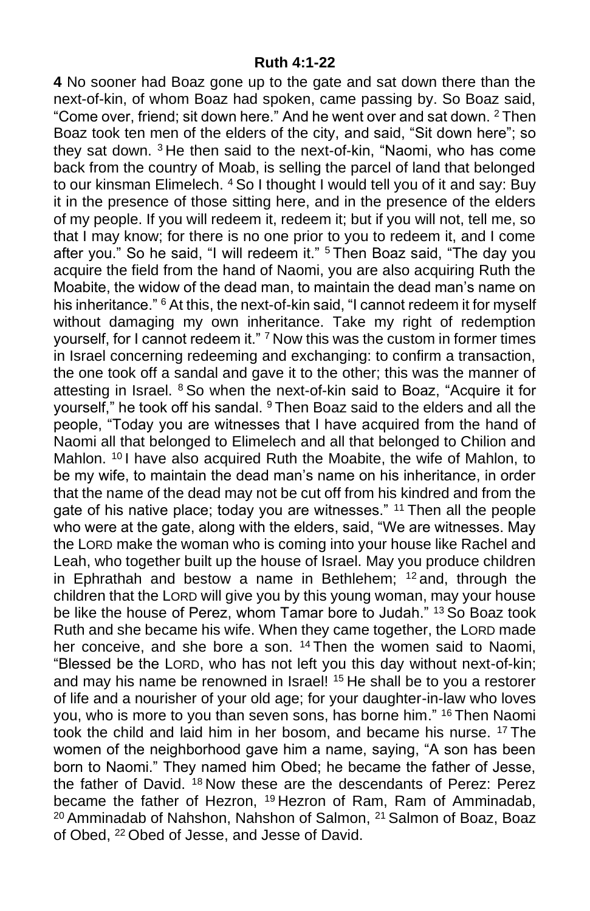## Ruth 4:1-22

**4** No sooner had Boaz gone up to the gate and sat down there than the next-of-kin, of whom Boaz had spoken, came passing by. So Boaz said, "Come over, friend; sit down here." And he went over and sat down. [2] Then Boaz took ten men of the elders of the city, and said, "Sit down here"; so they sat down. [3] He then said to the next-of-kin, "Naomi, who has come back from the country of Moab, is selling the parcel of land that belonged to our kinsman Elimelech. [4] So I thought I would tell you of it and say: Buy it in the presence of those sitting here, and in the presence of the elders of my people. If you will redeem it, redeem it; but if you will not, tell me, so that I may know; for there is no one prior to you to redeem it, and I come after you." So he said, "I will redeem it." [5] Then Boaz said, "The day you acquire the field from the hand of Naomi, you are also acquiring Ruth the Moabite, the widow of the dead man, to maintain the dead man's name on his inheritance." [6] At this, the next-of-kin said, "I cannot redeem it for myself without damaging my own inheritance. Take my right of redemption yourself, for I cannot redeem it." [7] Now this was the custom in former times in Israel concerning redeeming and exchanging: to confirm a transaction, the one took off a sandal and gave it to the other; this was the manner of attesting in Israel. [8] So when the next-of-kin said to Boaz, "Acquire it for yourself," he took off his sandal. [9] Then Boaz said to the elders and all the people, "Today you are witnesses that I have acquired from the hand of Naomi all that belonged to Elimelech and all that belonged to Chilion and Mahlon. [10] I have also acquired Ruth the Moabite, the wife of Mahlon, to be my wife, to maintain the dead man's name on his inheritance, in order that the name of the dead may not be cut off from his kindred and from the gate of his native place; today you are witnesses." [11] Then all the people who were at the gate, along with the elders, said, "We are witnesses. May the LORD make the woman who is coming into your house like Rachel and Leah, who together built up the house of Israel. May you produce children in Ephrathah and bestow a name in Bethlehem; [12] and, through the children that the LORD will give you by this young woman, may your house be like the house of Perez, whom Tamar bore to Judah." [13] So Boaz took Ruth and she became his wife. When they came together, the LORD made her conceive, and she bore a son. [14] Then the women said to Naomi, "Blessed be the LORD, who has not left you this day without next-of-kin; and may his name be renowned in Israel! [15] He shall be to you a restorer of life and a nourisher of your old age; for your daughter-in-law who loves you, who is more to you than seven sons, has borne him." [16] Then Naomi took the child and laid him in her bosom, and became his nurse. [17] The women of the neighborhood gave him a name, saying, "A son has been born to Naomi." They named him Obed; he became the father of Jesse, the father of David. [18] Now these are the descendants of Perez: Perez became the father of Hezron, [19] Hezron of Ram, Ram of Amminadab, [20] Amminadab of Nahshon, Nahshon of Salmon, [21] Salmon of Boaz, Boaz of Obed, [22] Obed of Jesse, and Jesse of David.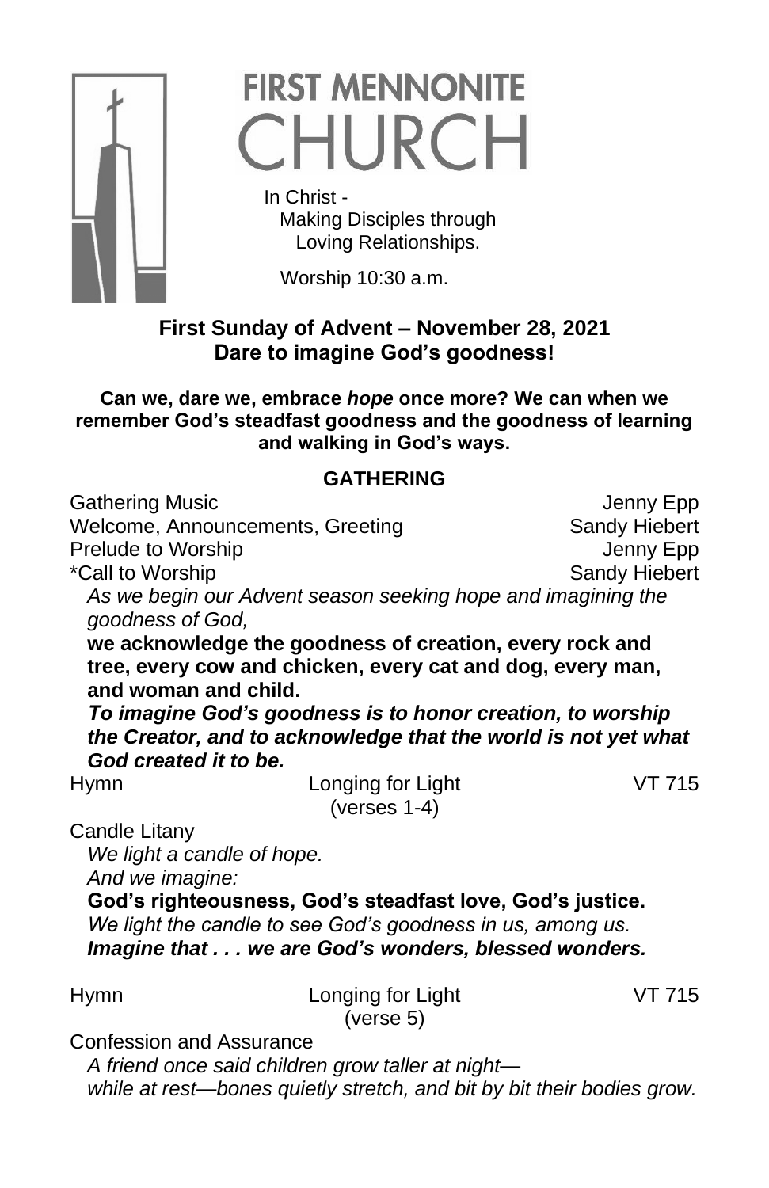# FIRST MENNONITE CHURCH

In Christ -
Making Disciples through
Loving Relationships.

Worship 10:30 a.m.

## First Sunday of Advent – November 28, 2021
## Dare to imagine God's goodness!

**Can we, dare we, embrace *hope* once more? We can when we remember God's steadfast goodness and the goodness of learning and walking in God's ways.**

### GATHERING

Gathering Music — Jenny Epp
Welcome, Announcements, Greeting — Sandy Hiebert
Prelude to Worship — Jenny Epp
*Call to Worship — Sandy Hiebert

*As we begin our Advent season seeking hope and imagining the goodness of God,*
**we acknowledge the goodness of creation, every rock and tree, every cow and chicken, every cat and dog, every man, and woman and child.**
***To imagine God's goodness is to honor creation, to worship the Creator, and to acknowledge that the world is not yet what God created it to be.***

Hymn — Longing for Light (verses 1-4) — VT 715

Candle Litany
*We light a candle of hope.*
*And we imagine:*
**God's righteousness, God's steadfast love, God's justice.**
*We light the candle to see God's goodness in us, among us.*
***Imagine that . . . we are God's wonders, blessed wonders.***

Hymn — Longing for Light (verse 5) — VT 715

Confession and Assurance
*A friend once said children grow taller at night—*
*while at rest—bones quietly stretch, and bit by bit their bodies grow.*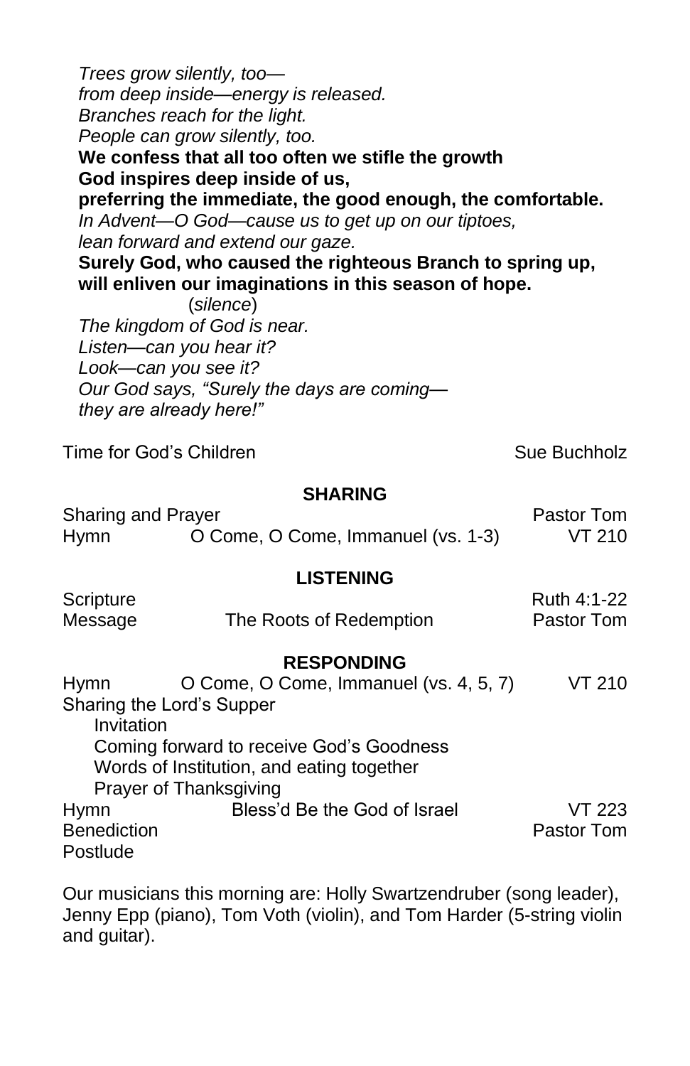*Trees grow silently, too—*
*from deep inside—energy is released.*
*Branches reach for the light.*
*People can grow silently, too.*
**We confess that all too often we stifle the growth**
**God inspires deep inside of us,**
**preferring the immediate, the good enough, the comfortable.**
*In Advent—O God—cause us to get up on our tiptoes,*
*lean forward and extend our gaze.*
**Surely God, who caused the righteous Branch to spring up,**
**will enliven our imaginations in this season of hope.**
(*silence*)
*The kingdom of God is near.*
*Listen—can you hear it?*
*Look—can you see it?*
*Our God says, "Surely the days are coming—*
*they are already here!"*

Time for God's Children — Sue Buchholz

## SHARING

Sharing and Prayer — Pastor Tom
Hymn — O Come, O Come, Immanuel (vs. 1-3) — VT 210

## LISTENING

Scripture — Ruth 4:1-22
Message — The Roots of Redemption — Pastor Tom

## RESPONDING

Hymn — O Come, O Come, Immanuel (vs. 4, 5, 7) — VT 210
Sharing the Lord's Supper
- Invitation
- Coming forward to receive God's Goodness
- Words of Institution, and eating together
- Prayer of Thanksgiving

Hymn — Bless'd Be the God of Israel — VT 223
Benediction — Pastor Tom
Postlude

Our musicians this morning are: Holly Swartzendruber (song leader), Jenny Epp (piano), Tom Voth (violin), and Tom Harder (5-string violin and guitar).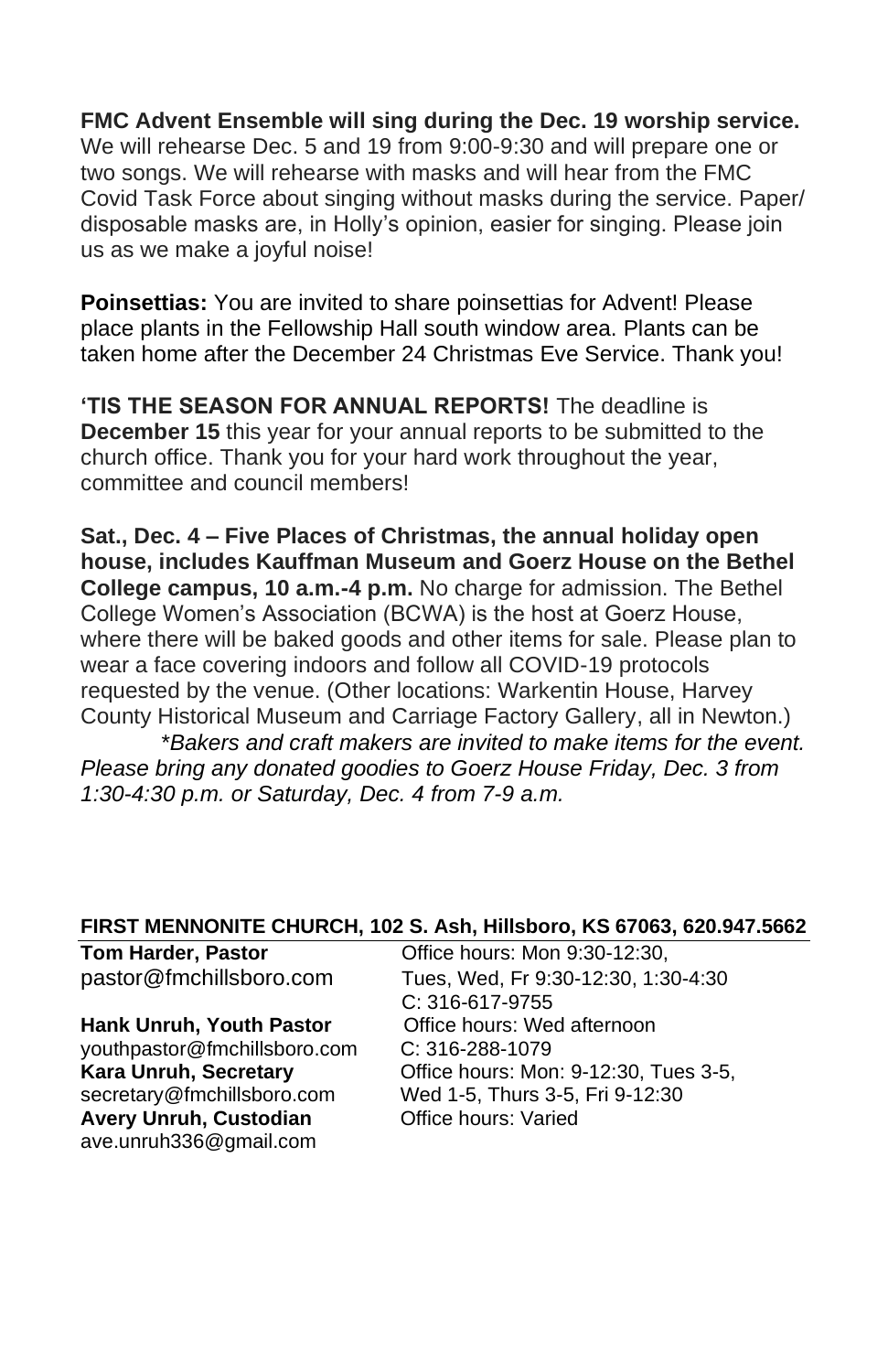**FMC Advent Ensemble will sing during the Dec. 19 worship service.** We will rehearse Dec. 5 and 19 from 9:00-9:30 and will prepare one or two songs. We will rehearse with masks and will hear from the FMC Covid Task Force about singing without masks during the service. Paper/ disposable masks are, in Holly's opinion, easier for singing. Please join us as we make a joyful noise!

**Poinsettias:** You are invited to share poinsettias for Advent! Please place plants in the Fellowship Hall south window area. Plants can be taken home after the December 24 Christmas Eve Service. Thank you!

**'TIS THE SEASON FOR ANNUAL REPORTS!** The deadline is **December 15** this year for your annual reports to be submitted to the church office. Thank you for your hard work throughout the year, committee and council members!

**Sat., Dec. 4 – Five Places of Christmas, the annual holiday open house, includes Kauffman Museum and Goerz House on the Bethel College campus, 10 a.m.-4 p.m.** No charge for admission. The Bethel College Women's Association (BCWA) is the host at Goerz House, where there will be baked goods and other items for sale. Please plan to wear a face covering indoors and follow all COVID-19 protocols requested by the venue. (Other locations: Warkentin House, Harvey County Historical Museum and Carriage Factory Gallery, all in Newton.)

*\*Bakers and craft makers are invited to make items for the event. Please bring any donated goodies to Goerz House Friday, Dec. 3 from 1:30-4:30 p.m. or Saturday, Dec. 4 from 7-9 a.m.*

**FIRST MENNONITE CHURCH, 102 S. Ash, Hillsboro, KS 67063, 620.947.5662**

| | |
|---|---|
| **Tom Harder, Pastor**<br>pastor@fmchillsboro.com | Office hours: Mon 9:30-12:30,<br>Tues, Wed, Fr 9:30-12:30, 1:30-4:30<br>C: 316-617-9755 |
| **Hank Unruh, Youth Pastor**<br>youthpastor@fmchillsboro.com | Office hours: Wed afternoon<br>C: 316-288-1079 |
| **Kara Unruh, Secretary**<br>secretary@fmchillsboro.com | Office hours: Mon: 9-12:30, Tues 3-5,<br>Wed 1-5, Thurs 3-5, Fri 9-12:30 |
| **Avery Unruh, Custodian**<br>ave.unruh336@gmail.com | Office hours: Varied |